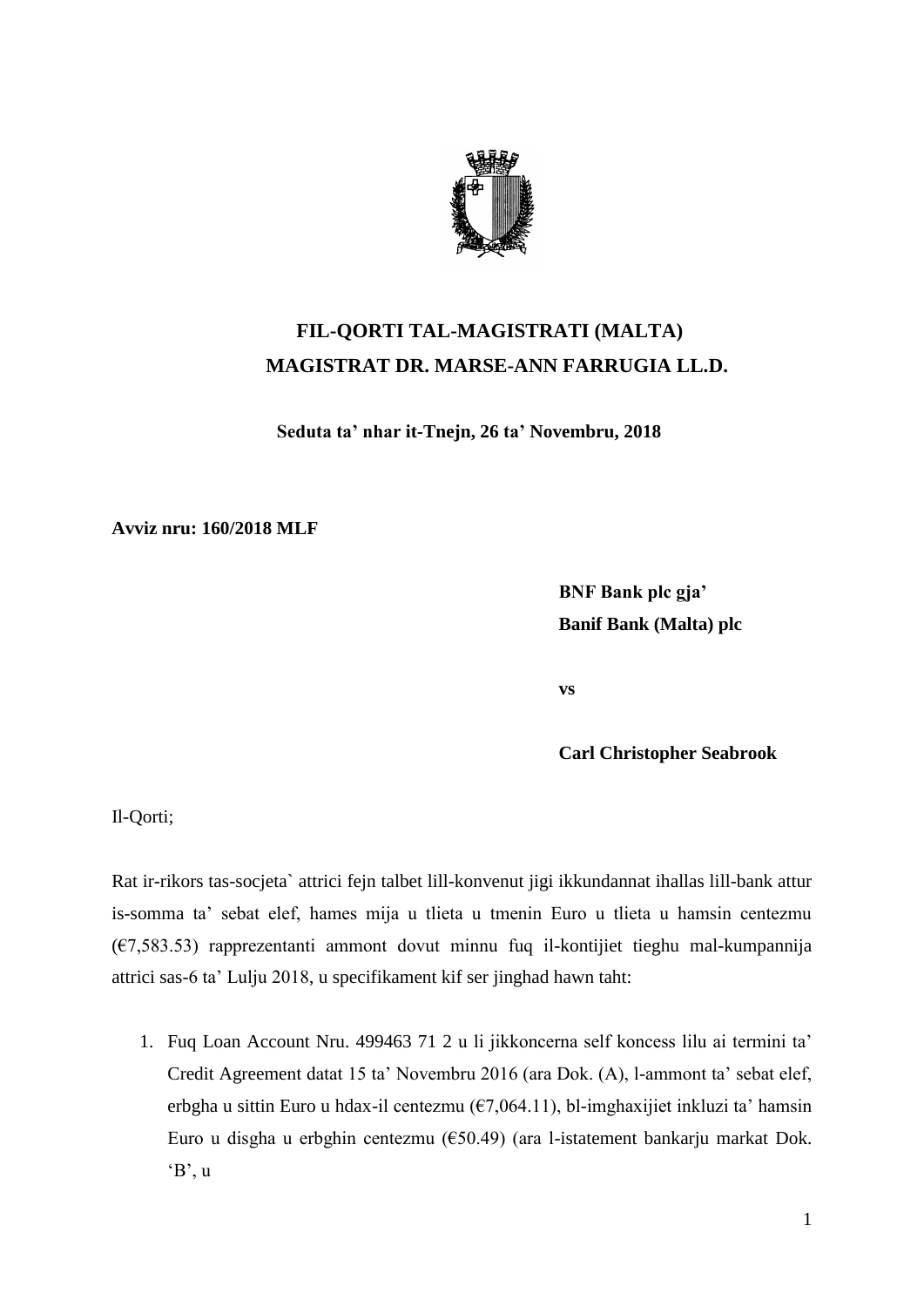# FIL-QORTI TAL-MAGISTRATI (MALTA)
## MAGISTRAT DR. MARSE-ANN FARRUGIA LL.D.

**Seduta ta' nhar it-Tnejn, 26 ta' Novembru, 2018**

**Avviz nru: 160/2018 MLF**

**BNF Bank plc gja'**
**Banif Bank (Malta) plc**

**vs**

**Carl Christopher Seabrook**

Il-Qorti;

Rat ir-rikors tas-socjeta` attrici fejn talbet lill-konvenut jigi ikkundannat ihallas lill-bank attur is-somma ta' sebat elef, hames mija u tlieta u tmenin Euro u tlieta u hamsin centezmu (€7,583.53) rapprezentanti ammont dovut minnu fuq il-kontijiet tieghu mal-kumpannija attrici sas-6 ta' Lulju 2018, u specifikament kif ser jinghad hawn taht:

1. Fuq Loan Account Nru. 499463 71 2 u li jikkoncerna self koncess lilu ai termini ta' Credit Agreement datat 15 ta' Novembru 2016 (ara Dok. (A), l-ammont ta' sebat elef, erbgha u sittin Euro u hdax-il centezmu (€7,064.11), bl-imghaxijiet inkluzi ta' hamsin Euro u disgha u erbghin centezmu (€50.49) (ara l-istatement bankarju markat Dok. 'B', u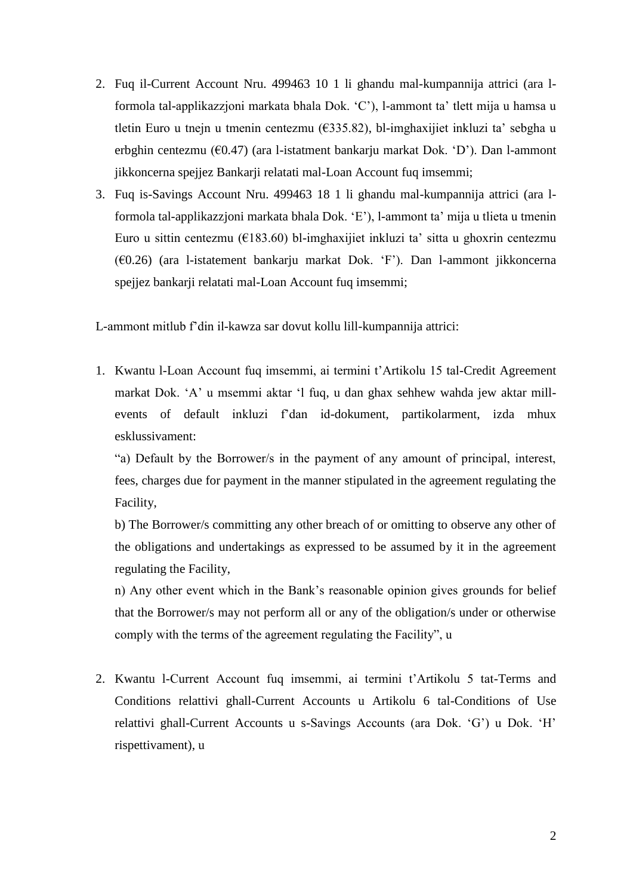2. Fuq il-Current Account Nru. 499463 10 1 li ghandu mal-kumpannija attrici (ara l-formola tal-applikazzjoni markata bhala Dok. 'C'), l-ammont ta' tlett mija u hamsa u tletin Euro u tnejn u tmenin centezmu (€335.82), bl-imghaxijiet inkluzi ta' sebgha u erbghin centezmu (€0.47) (ara l-istatment bankarju markat Dok. 'D'). Dan l-ammont jikkoncerna spejjez Bankarji relatati mal-Loan Account fuq imsemmi;
3. Fuq is-Savings Account Nru. 499463 18 1 li ghandu mal-kumpannija attrici (ara l-formola tal-applikazzjoni markata bhala Dok. 'E'), l-ammont ta' mija u tlieta u tmenin Euro u sittin centezmu (€183.60) bl-imghaxijiet inkluzi ta' sitta u ghoxrin centezmu (€0.26) (ara l-istatement bankarju markat Dok. 'F'). Dan l-ammont jikkoncerna spejjez bankarji relatati mal-Loan Account fuq imsemmi;

L-ammont mitlub f'din il-kawza sar dovut kollu lill-kumpannija attrici:

1. Kwantu l-Loan Account fuq imsemmi, ai termini t'Artikolu 15 tal-Credit Agreement markat Dok. 'A' u msemmi aktar 'l fuq, u dan ghax sehhew wahda jew aktar mill-events of default inkluzi f'dan id-dokument, partikolarment, izda mhux esklussivament:

   "a) Default by the Borrower/s in the payment of any amount of principal, interest, fees, charges due for payment in the manner stipulated in the agreement regulating the Facility,

   b) The Borrower/s committing any other breach of or omitting to observe any other of the obligations and undertakings as expressed to be assumed by it in the agreement regulating the Facility,

   n) Any other event which in the Bank's reasonable opinion gives grounds for belief that the Borrower/s may not perform all or any of the obligation/s under or otherwise comply with the terms of the agreement regulating the Facility", u

2. Kwantu l-Current Account fuq imsemmi, ai termini t'Artikolu 5 tat-Terms and Conditions relattivi ghall-Current Accounts u Artikolu 6 tal-Conditions of Use relattivi ghall-Current Accounts u s-Savings Accounts (ara Dok. 'G') u Dok. 'H' rispettivament), u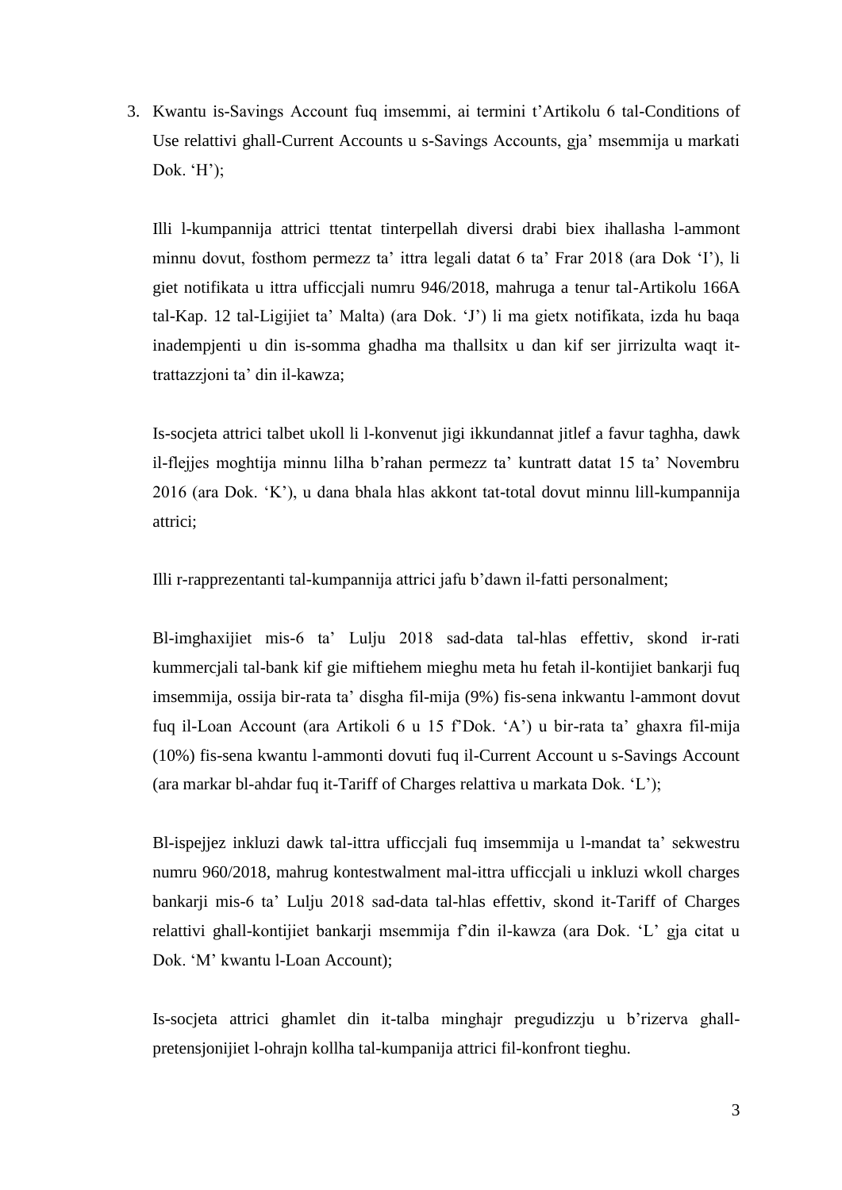3. Kwantu is-Savings Account fuq imsemmi, ai termini t'Artikolu 6 tal-Conditions of Use relattivi ghall-Current Accounts u s-Savings Accounts, gja' msemmija u markati Dok. 'H');

   Illi l-kumpannija attrici ttentat tinterpellah diversi drabi biex ihallasha l-ammont minnu dovut, fosthom permezz ta' ittra legali datat 6 ta' Frar 2018 (ara Dok 'I'), li giet notifikata u ittra ufficcjali numru 946/2018, mahruga a tenur tal-Artikolu 166A tal-Kap. 12 tal-Ligijiet ta' Malta) (ara Dok. 'J') li ma gietx notifikata, izda hu baqa inadempjenti u din is-somma ghadha ma thallsitx u dan kif ser jirrizulta waqt it-trattazzjoni ta' din il-kawza;

   Is-socjeta attrici talbet ukoll li l-konvenut jigi ikkundannat jitlef a favur taghha, dawk il-flejjes moghtija minnu lilha b'rahan permezz ta' kuntratt datat 15 ta' Novembru 2016 (ara Dok. 'K'), u dana bhala hlas akkont tat-total dovut minnu lill-kumpannija attrici;

   Illi r-rapprezentanti tal-kumpannija attrici jafu b'dawn il-fatti personalment;

   Bl-imghaxijiet mis-6 ta' Lulju 2018 sad-data tal-hlas effettiv, skond ir-rati kummercjali tal-bank kif gie miftiehem mieghu meta hu fetah il-kontijiet bankarji fuq imsemmija, ossija bir-rata ta' disgha fil-mija (9%) fis-sena inkwantu l-ammont dovut fuq il-Loan Account (ara Artikoli 6 u 15 f'Dok. 'A') u bir-rata ta' ghaxra fil-mija (10%) fis-sena kwantu l-ammonti dovuti fuq il-Current Account u s-Savings Account (ara markar bl-ahdar fuq it-Tariff of Charges relattiva u markata Dok. 'L');

   Bl-ispejjez inkluzi dawk tal-ittra ufficcjali fuq imsemmija u l-mandat ta' sekwestru numru 960/2018, mahrug kontestwalment mal-ittra ufficcjali u inkluzi wkoll charges bankarji mis-6 ta' Lulju 2018 sad-data tal-hlas effettiv, skond it-Tariff of Charges relattivi ghall-kontijiet bankarji msemmija f'din il-kawza (ara Dok. 'L' gja citat u Dok. 'M' kwantu l-Loan Account);

   Is-socjeta attrici ghamlet din it-talba minghajr pregudizzju u b'rizerva ghall-pretensjonijiet l-ohrajn kollha tal-kumpanija attrici fil-konfront tieghu.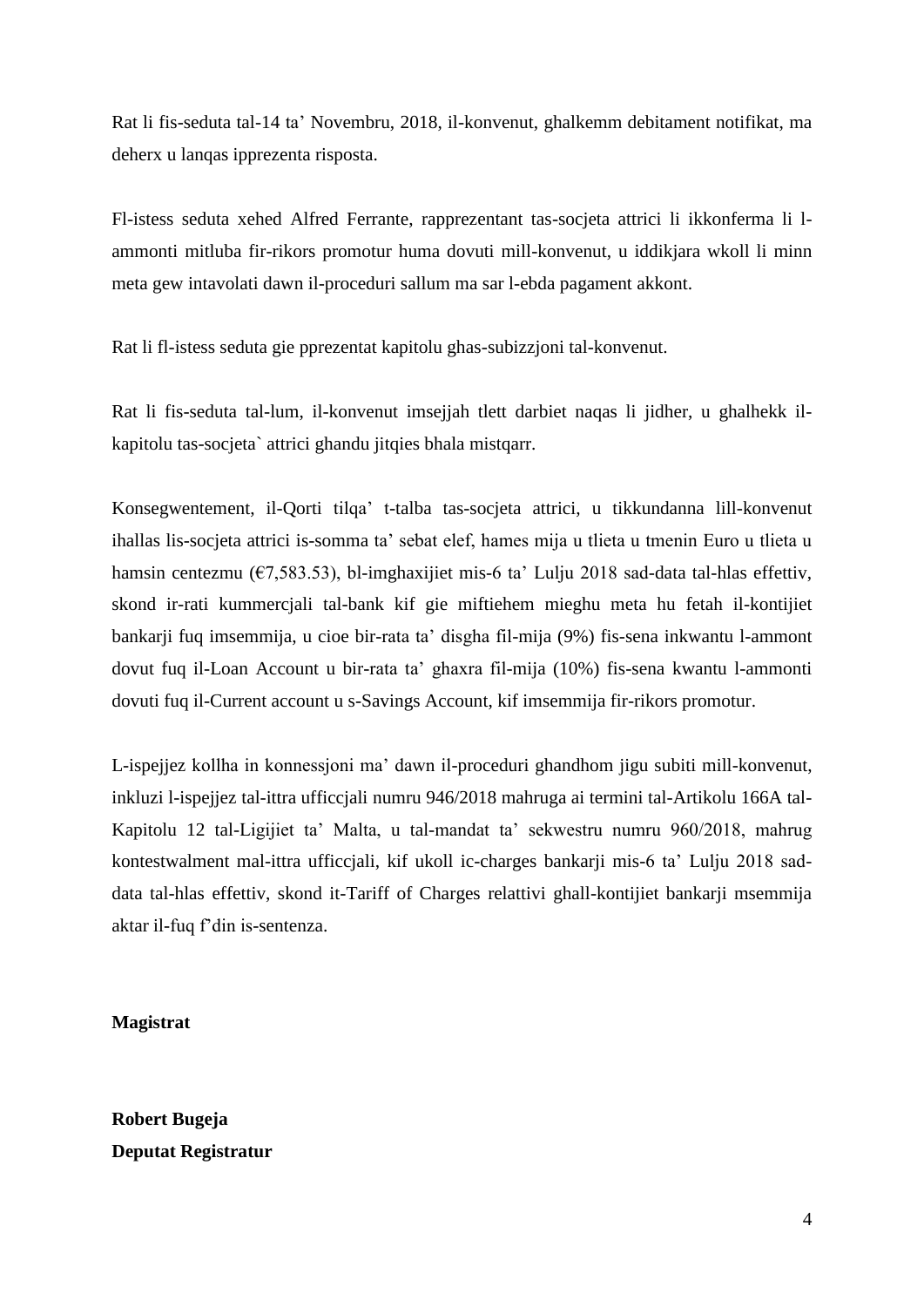Rat li fis-seduta tal-14 ta' Novembru, 2018, il-konvenut, ghalkemm debitament notifikat, ma deherx u lanqas ipprezenta risposta.

Fl-istess seduta xehed Alfred Ferrante, rapprezentant tas-socjeta attrici li ikkonferma li l-ammonti mitluba fir-rikors promotur huma dovuti mill-konvenut, u iddikjara wkoll li minn meta gew intavolati dawn il-proceduri sallum ma sar l-ebda pagament akkont.

Rat li fl-istess seduta gie pprezentat kapitolu ghas-subizzjoni tal-konvenut.

Rat li fis-seduta tal-lum, il-konvenut imsejjah tlett darbiet naqas li jidher, u ghalhekk il-kapitolu tas-socjeta` attrici ghandu jitqies bhala mistqarr.

Konsegwentement, il-Qorti tilqa' t-talba tas-socjeta attrici, u tikkundanna lill-konvenut ihallas lis-socjeta attrici is-somma ta' sebat elef, hames mija u tlieta u tmenin Euro u tlieta u hamsin centezmu (€7,583.53), bl-imghaxijiet mis-6 ta' Lulju 2018 sad-data tal-hlas effettiv, skond ir-rati kummercjali tal-bank kif gie miftiehem mieghu meta hu fetah il-kontijiet bankarji fuq imsemmija, u cioe bir-rata ta' disgha fil-mija (9%) fis-sena inkwantu l-ammont dovut fuq il-Loan Account u bir-rata ta' ghaxra fil-mija (10%) fis-sena kwantu l-ammonti dovuti fuq il-Current account u s-Savings Account, kif imsemmija fir-rikors promotur.

L-ispejjez kollha in konnessjoni ma' dawn il-proceduri ghandhom jigu subiti mill-konvenut, inkluzi l-ispejjez tal-ittra ufficcjali numru 946/2018 mahruga ai termini tal-Artikolu 166A tal-Kapitolu 12 tal-Ligijiet ta' Malta, u tal-mandat ta' sekwestru numru 960/2018, mahrug kontestwalment mal-ittra ufficcjali, kif ukoll ic-charges bankarji mis-6 ta' Lulju 2018 sad-data tal-hlas effettiv, skond it-Tariff of Charges relattivi ghall-kontijiet bankarji msemmija aktar il-fuq f'din is-sentenza.

**Magistrat**

**Robert Bugeja**
**Deputat Registratur**